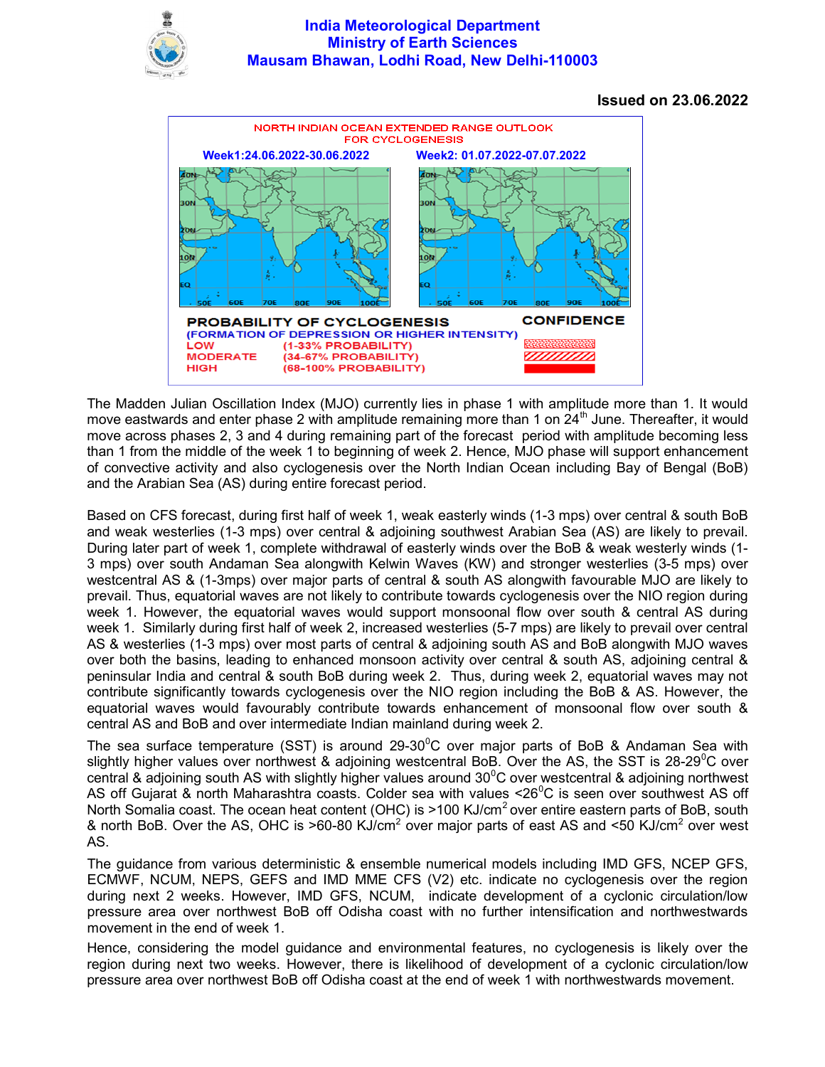# India Meteorological Department
## Ministry of Earth Sciences
## Mausam Bhawan, Lodhi Road, New Delhi-110003

**Issued on 23.06.2022**

NORTH INDIAN OCEAN EXTENDED RANGE OUTLOOK FOR CYCLOGENESIS

**Week1:24.06.2022-30.06.2022** **Week2: 01.07.2022-07.07.2022**

**PROBABILITY OF CYCLOGENESIS** (FORMATION OF DEPRESSION OR HIGHER INTENSITY)

| | | CONFIDENCE |
|---|---|---|
| LOW | (1-33% PROBABILITY) | |
| MODERATE | (34-67% PROBABILITY) | |
| HIGH | (68-100% PROBABILITY) | |

The Madden Julian Oscillation Index (MJO) currently lies in phase 1 with amplitude more than 1. It would move eastwards and enter phase 2 with amplitude remaining more than 1 on 24th June. Thereafter, it would move across phases 2, 3 and 4 during remaining part of the forecast period with amplitude becoming less than 1 from the middle of the week 1 to beginning of week 2. Hence, MJO phase will support enhancement of convective activity and also cyclogenesis over the North Indian Ocean including Bay of Bengal (BoB) and the Arabian Sea (AS) during entire forecast period.

Based on CFS forecast, during first half of week 1, weak easterly winds (1-3 mps) over central & south BoB and weak westerlies (1-3 mps) over central & adjoining southwest Arabian Sea (AS) are likely to prevail. During later part of week 1, complete withdrawal of easterly winds over the BoB & weak westerly winds (1-3 mps) over south Andaman Sea alongwith Kelwin Waves (KW) and stronger westerlies (3-5 mps) over westcentral AS & (1-3mps) over major parts of central & south AS alongwith favourable MJO are likely to prevail. Thus, equatorial waves are not likely to contribute towards cyclogenesis over the NIO region during week 1. However, the equatorial waves would support monsoonal flow over south & central AS during week 1. Similarly during first half of week 2, increased westerlies (5-7 mps) are likely to prevail over central AS & westerlies (1-3 mps) over most parts of central & adjoining south AS and BoB alongwith MJO waves over both the basins, leading to enhanced monsoon activity over central & south AS, adjoining central & peninsular India and central & south BoB during week 2. Thus, during week 2, equatorial waves may not contribute significantly towards cyclogenesis over the NIO region including the BoB & AS. However, the equatorial waves would favourably contribute towards enhancement of monsoonal flow over south & central AS and BoB and over intermediate Indian mainland during week 2.

The sea surface temperature (SST) is around 29-30$^0$C over major parts of BoB & Andaman Sea with slightly higher values over northwest & adjoining westcentral BoB. Over the AS, the SST is 28-29$^0$C over central & adjoining south AS with slightly higher values around 30$^0$C over westcentral & adjoining northwest AS off Gujarat & north Maharashtra coasts. Colder sea with values <26$^0$C is seen over southwest AS off North Somalia coast. The ocean heat content (OHC) is >100 KJ/cm$^2$ over entire eastern parts of BoB, south & north BoB. Over the AS, OHC is >60-80 KJ/cm$^2$ over major parts of east AS and <50 KJ/cm$^2$ over west AS.

The guidance from various deterministic & ensemble numerical models including IMD GFS, NCEP GFS, ECMWF, NCUM, NEPS, GEFS and IMD MME CFS (V2) etc. indicate no cyclogenesis over the region during next 2 weeks. However, IMD GFS, NCUM, indicate development of a cyclonic circulation/low pressure area over northwest BoB off Odisha coast with no further intensification and northwestwards movement in the end of week 1.

Hence, considering the model guidance and environmental features, no cyclogenesis is likely over the region during next two weeks. However, there is likelihood of development of a cyclonic circulation/low pressure area over northwest BoB off Odisha coast at the end of week 1 with northwestwards movement.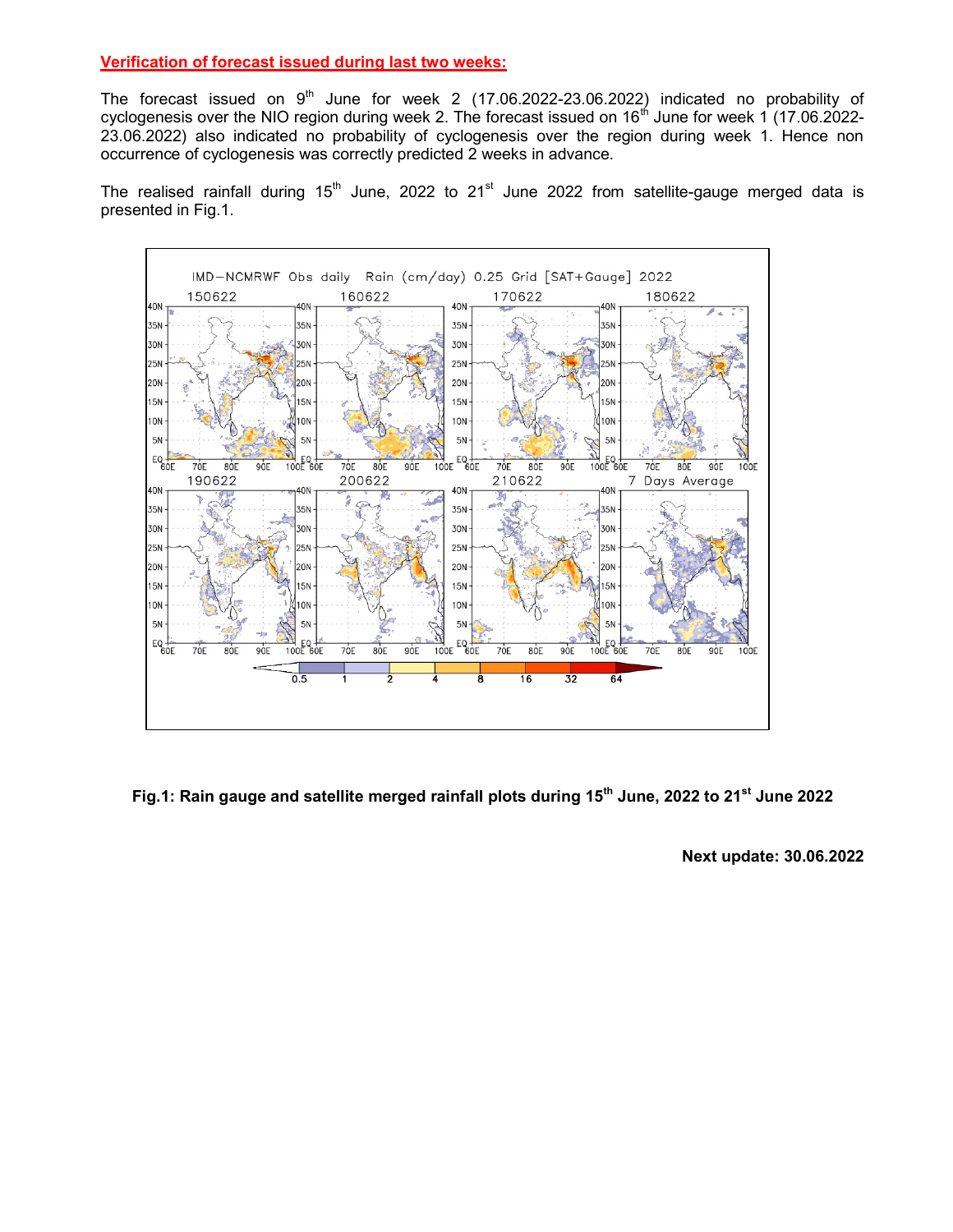## Verification of forecast issued during last two weeks:

The forecast issued on 9th June for week 2 (17.06.2022-23.06.2022) indicated no probability of cyclogenesis over the NIO region during week 2. The forecast issued on 16th June for week 1 (17.06.2022-23.06.2022) also indicated no probability of cyclogenesis over the region during week 1. Hence non occurrence of cyclogenesis was correctly predicted 2 weeks in advance.

The realised rainfall during 15th June, 2022 to 21st June 2022 from satellite-gauge merged data is presented in Fig.1.

IMD–NCMRWF Obs daily Rain (cm/day) 0.25 Grid [SAT+Gauge] 2022

150622 160622 170622 180622

190622 200622 210622 7 Days Average

0.5 1 2 4 8 16 32 64

**Fig.1: Rain gauge and satellite merged rainfall plots during 15th June, 2022 to 21st June 2022**

**Next update: 30.06.2022**